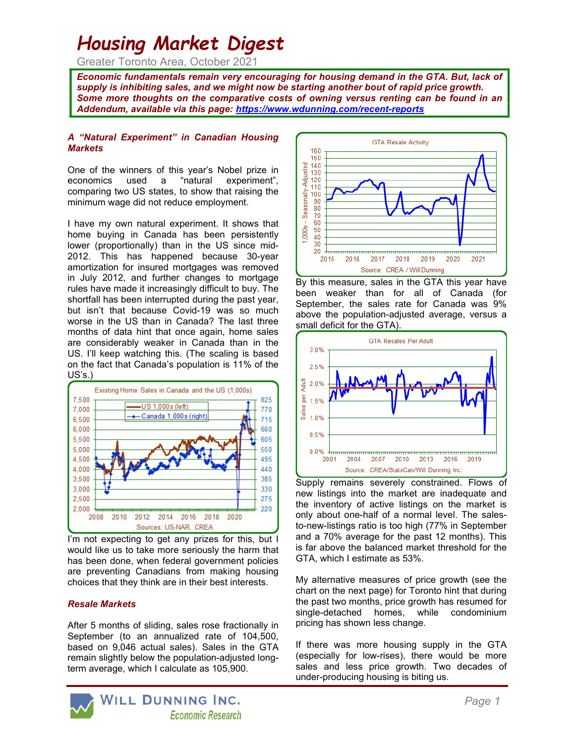# Housing Market Digest

Greater Toronto Area, October 2021

***Economic fundamentals remain very encouraging for housing demand in the GTA. But, lack of supply is inhibiting sales, and we might now be starting another bout of rapid price growth. Some more thoughts on the comparative costs of owning versus renting can be found in an Addendum, available via this page: https://www.wdunning.com/recent-reports***

### *A "Natural Experiment" in Canadian Housing Markets*

One of the winners of this year's Nobel prize in economics used a "natural experiment", comparing two US states, to show that raising the minimum wage did not reduce employment.

I have my own natural experiment. It shows that home buying in Canada has been persistently lower (proportionally) than in the US since mid-2012. This has happened because 30-year amortization for insured mortgages was removed in July 2012, and further changes to mortgage rules have made it increasingly difficult to buy. The shortfall has been interrupted during the past year, but isn't that because Covid-19 was so much worse in the US than in Canada? The last three months of data hint that once again, home sales are considerably weaker in Canada than in the US. I'll keep watching this. (The scaling is based on the fact that Canada's population is 11% of the US's.)

I'm not expecting to get any prizes for this, but I would like us to take more seriously the harm that has been done, when federal government policies are preventing Canadians from making housing choices that they think are in their best interests.

### *Resale Markets*

After 5 months of sliding, sales rose fractionally in September (to an annualized rate of 104,500, based on 9,046 actual sales). Sales in the GTA remain slightly below the population-adjusted long-term average, which I calculate as 105,900.

By this measure, sales in the GTA this year have been weaker than for all of Canada (for September, the sales rate for Canada was 9% above the population-adjusted average, versus a small deficit for the GTA).

Supply remains severely constrained. Flows of new listings into the market are inadequate and the inventory of active listings on the market is only about one-half of a normal level. The sales-to-new-listings ratio is too high (77% in September and a 70% average for the past 12 months). This is far above the balanced market threshold for the GTA, which I estimate as 53%.

My alternative measures of price growth (see the chart on the next page) for Toronto hint that during the past two months, price growth has resumed for single-detached homes, while condominium pricing has shown less change.

If there was more housing supply in the GTA (especially for low-rises), there would be more sales and less price growth. Two decades of under-producing housing is biting us.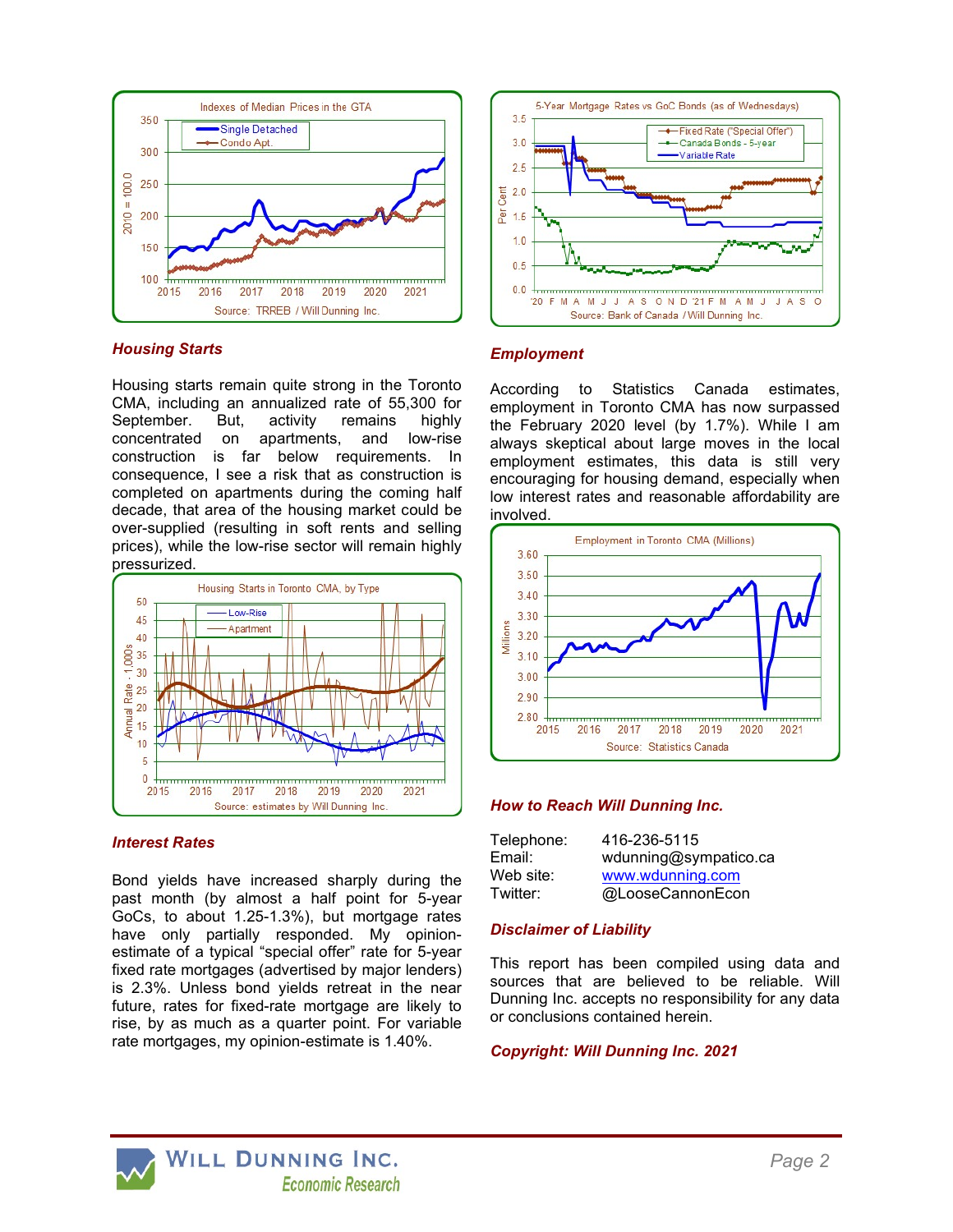Indexes of Median Prices in the GTA

350
300
250
200
150
100

2010 = 100.0

Single Detached
Condo Apt.

2015 2016 2017 2018 2019 2020 2021

Source: TRREB / Will Dunning Inc.

### Housing Starts

Housing starts remain quite strong in the Toronto CMA, including an annualized rate of 55,300 for September. But, activity remains highly concentrated on apartments, and low-rise construction is far below requirements. In consequence, I see a risk that as construction is completed on apartments during the coming half decade, that area of the housing market could be over-supplied (resulting in soft rents and selling prices), while the low-rise sector will remain highly pressurized.

Housing Starts in Toronto CMA, by Type

50
45
40
35
30
25
20
15
10
5
0

Annual Rate - 1,000s

Low-Rise
Apartment

2015 2016 2017 2018 2019 2020 2021

Source: estimates by Will Dunning Inc.

### Interest Rates

Bond yields have increased sharply during the past month (by almost a half point for 5-year GoCs, to about 1.25-1.3%), but mortgage rates have only partially responded. My opinion-estimate of a typical "special offer" rate for 5-year fixed rate mortgages (advertised by major lenders) is 2.3%. Unless bond yields retreat in the near future, rates for fixed-rate mortgage are likely to rise, by as much as a quarter point. For variable rate mortgages, my opinion-estimate is 1.40%.

5-Year Mortgage Rates vs GoC Bonds (as of Wednesdays)

3.5
3.0
2.5
2.0
1.5
1.0
0.5
0.0

Per Cent

Fixed Rate ("Special Offer")
Canada Bonds - 5-year
Variable Rate

'20 F M A M J J A S O N D '21 F M A M J J A S O

Source: Bank of Canada / Will Dunning Inc.

### Employment

According to Statistics Canada estimates, employment in Toronto CMA has now surpassed the February 2020 level (by 1.7%). While I am always skeptical about large moves in the local employment estimates, this data is still very encouraging for housing demand, especially when low interest rates and reasonable affordability are involved.

Employment in Toronto CMA (Millions)

3.60
3.50
3.40
3.30
3.20
3.10
3.00
2.90
2.80

Millions

2015 2016 2017 2018 2019 2020 2021

Source: Statistics Canada

### How to Reach Will Dunning Inc.

Telephone: 416-236-5115
Email: wdunning@sympatico.ca
Web site: www.wdunning.com
Twitter: @LooseCannonEcon

### Disclaimer of Liability

This report has been compiled using data and sources that are believed to be reliable. Will Dunning Inc. accepts no responsibility for any data or conclusions contained herein.

***Copyright: Will Dunning Inc. 2021***